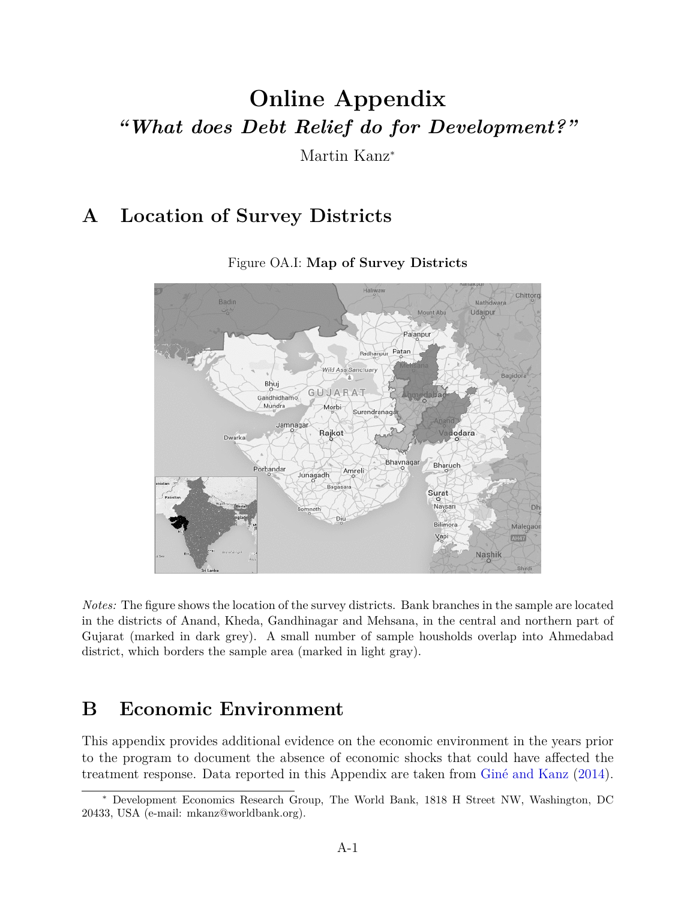# Online Appendix

## *"What does Debt Relief do for Development?"*

Martin Kanz*

## A Location of Survey Districts

Figure OA.I: **Map of Survey Districts**

*Notes:* The figure shows the location of the survey districts. Bank branches in the sample are located in the districts of Anand, Kheda, Gandhinagar and Mehsana, in the central and northern part of Gujarat (marked in dark grey). A small number of sample housholds overlap into Ahmedabad district, which borders the sample area (marked in light gray).

## B Economic Environment

This appendix provides additional evidence on the economic environment in the years prior to the program to document the absence of economic shocks that could have affected the treatment response. Data reported in this Appendix are taken from Giné and Kanz (2014).

* Development Economics Research Group, The World Bank, 1818 H Street NW, Washington, DC 20433, USA (e-mail: mkanz@worldbank.org).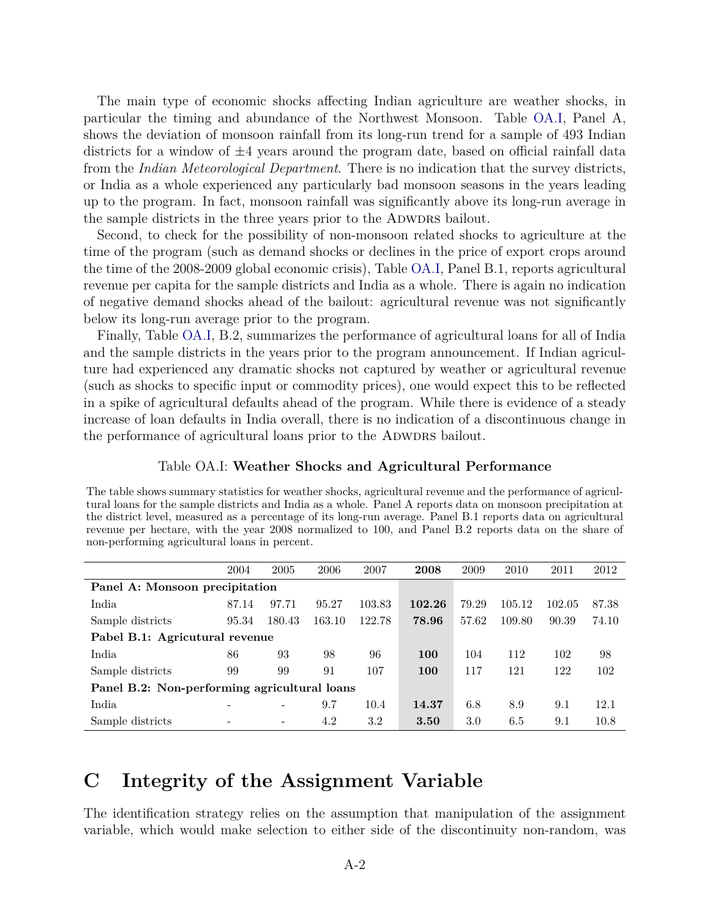The main type of economic shocks affecting Indian agriculture are weather shocks, in particular the timing and abundance of the Northwest Monsoon. Table OA.I, Panel A, shows the deviation of monsoon rainfall from its long-run trend for a sample of 493 Indian districts for a window of ±4 years around the program date, based on official rainfall data from the *Indian Meteorological Department*. There is no indication that the survey districts, or India as a whole experienced any particularly bad monsoon seasons in the years leading up to the program. In fact, monsoon rainfall was significantly above its long-run average in the sample districts in the three years prior to the ADWDRS bailout.

Second, to check for the possibility of non-monsoon related shocks to agriculture at the time of the program (such as demand shocks or declines in the price of export crops around the time of the 2008-2009 global economic crisis), Table OA.I, Panel B.1, reports agricultural revenue per capita for the sample districts and India as a whole. There is again no indication of negative demand shocks ahead of the bailout: agricultural revenue was not significantly below its long-run average prior to the program.

Finally, Table OA.I, B.2, summarizes the performance of agricultural loans for all of India and the sample districts in the years prior to the program announcement. If Indian agriculture had experienced any dramatic shocks not captured by weather or agricultural revenue (such as shocks to specific input or commodity prices), one would expect this to be reflected in a spike of agricultural defaults ahead of the program. While there is evidence of a steady increase of loan defaults in India overall, there is no indication of a discontinuous change in the performance of agricultural loans prior to the ADWDRS bailout.

Table OA.I: **Weather Shocks and Agricultural Performance**

The table shows summary statistics for weather shocks, agricultural revenue and the performance of agricultural loans for the sample districts and India as a whole. Panel A reports data on monsoon precipitation at the district level, measured as a percentage of its long-run average. Panel B.1 reports data on agricultural revenue per hectare, with the year 2008 normalized to 100, and Panel B.2 reports data on the share of non-performing agricultural loans in percent.

| | 2004 | 2005 | 2006 | 2007 | **2008** | 2009 | 2010 | 2011 | 2012 |
|---|---|---|---|---|---|---|---|---|---|
| **Panel A: Monsoon precipitation** | | | | | | | | | |
| India | 87.14 | 97.71 | 95.27 | 103.83 | **102.26** | 79.29 | 105.12 | 102.05 | 87.38 |
| Sample districts | 95.34 | 180.43 | 163.10 | 122.78 | **78.96** | 57.62 | 109.80 | 90.39 | 74.10 |
| **Pabel B.1: Agricultural revenue** | | | | | | | | | |
| India | 86 | 93 | 98 | 96 | **100** | 104 | 112 | 102 | 98 |
| Sample districts | 99 | 99 | 91 | 107 | **100** | 117 | 121 | 122 | 102 |
| **Panel B.2: Non-performing agricultural loans** | | | | | | | | | |
| India | - | - | 9.7 | 10.4 | **14.37** | 6.8 | 8.9 | 9.1 | 12.1 |
| Sample districts | - | - | 4.2 | 3.2 | **3.50** | 3.0 | 6.5 | 9.1 | 10.8 |

# C Integrity of the Assignment Variable

The identification strategy relies on the assumption that manipulation of the assignment variable, which would make selection to either side of the discontinuity non-random, was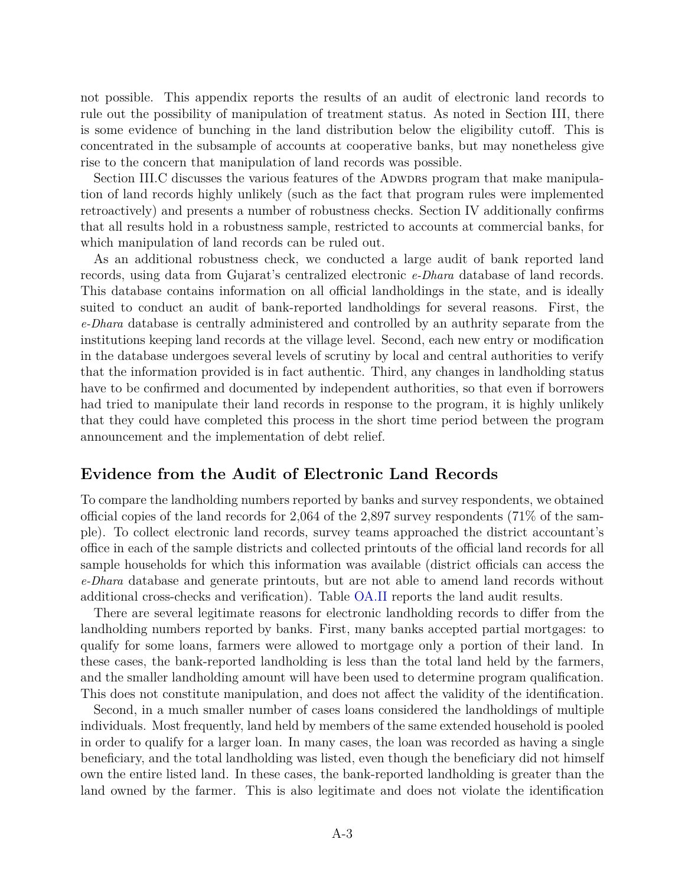not possible. This appendix reports the results of an audit of electronic land records to rule out the possibility of manipulation of treatment status. As noted in Section III, there is some evidence of bunching in the land distribution below the eligibility cutoff. This is concentrated in the subsample of accounts at cooperative banks, but may nonetheless give rise to the concern that manipulation of land records was possible.

Section III.C discusses the various features of the ADWDRS program that make manipulation of land records highly unlikely (such as the fact that program rules were implemented retroactively) and presents a number of robustness checks. Section IV additionally confirms that all results hold in a robustness sample, restricted to accounts at commercial banks, for which manipulation of land records can be ruled out.

As an additional robustness check, we conducted a large audit of bank reported land records, using data from Gujarat's centralized electronic *e-Dhara* database of land records. This database contains information on all official landholdings in the state, and is ideally suited to conduct an audit of bank-reported landholdings for several reasons. First, the *e-Dhara* database is centrally administered and controlled by an authrity separate from the institutions keeping land records at the village level. Second, each new entry or modification in the database undergoes several levels of scrutiny by local and central authorities to verify that the information provided is in fact authentic. Third, any changes in landholding status have to be confirmed and documented by independent authorities, so that even if borrowers had tried to manipulate their land records in response to the program, it is highly unlikely that they could have completed this process in the short time period between the program announcement and the implementation of debt relief.

## Evidence from the Audit of Electronic Land Records

To compare the landholding numbers reported by banks and survey respondents, we obtained official copies of the land records for 2,064 of the 2,897 survey respondents (71% of the sample). To collect electronic land records, survey teams approached the district accountant's office in each of the sample districts and collected printouts of the official land records for all sample households for which this information was available (district officials can access the *e-Dhara* database and generate printouts, but are not able to amend land records without additional cross-checks and verification). Table OA.II reports the land audit results.

There are several legitimate reasons for electronic landholding records to differ from the landholding numbers reported by banks. First, many banks accepted partial mortgages: to qualify for some loans, farmers were allowed to mortgage only a portion of their land. In these cases, the bank-reported landholding is less than the total land held by the farmers, and the smaller landholding amount will have been used to determine program qualification. This does not constitute manipulation, and does not affect the validity of the identification.

Second, in a much smaller number of cases loans considered the landholdings of multiple individuals. Most frequently, land held by members of the same extended household is pooled in order to qualify for a larger loan. In many cases, the loan was recorded as having a single beneficiary, and the total landholding was listed, even though the beneficiary did not himself own the entire listed land. In these cases, the bank-reported landholding is greater than the land owned by the farmer. This is also legitimate and does not violate the identification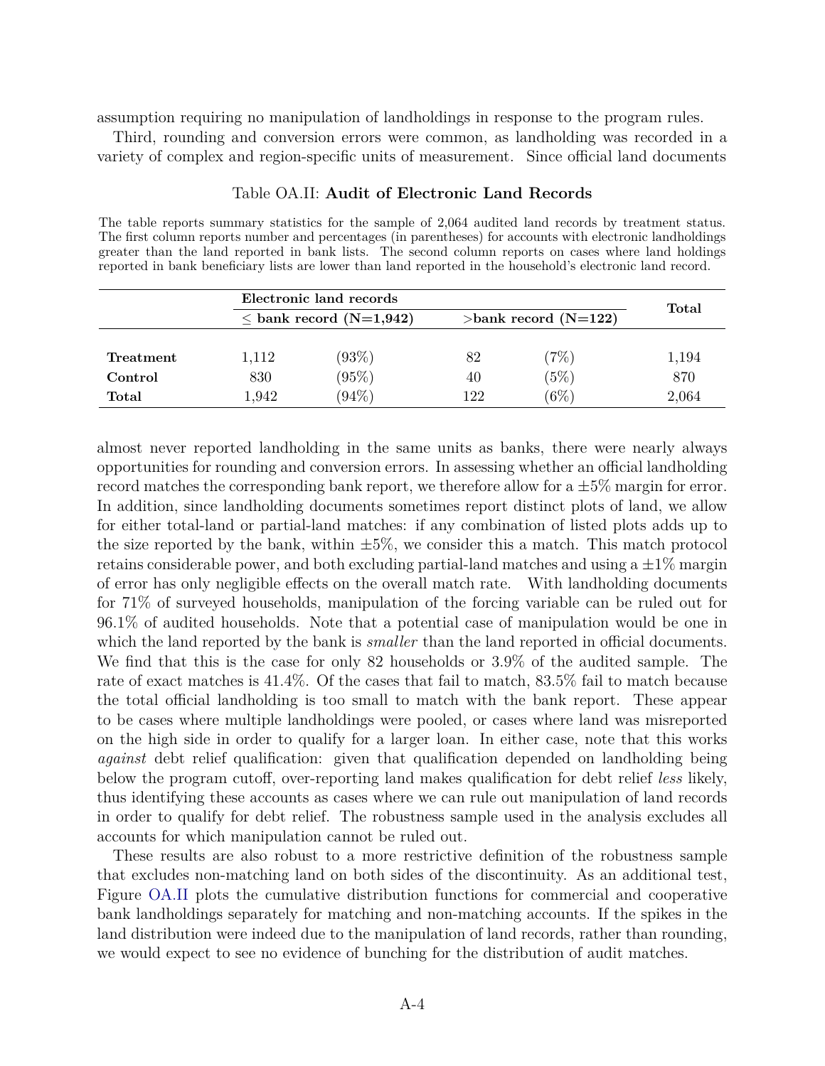assumption requiring no manipulation of landholdings in response to the program rules.

Third, rounding and conversion errors were common, as landholding was recorded in a variety of complex and region-specific units of measurement. Since official land documents almost never reported landholding in the same units as banks, there were nearly always opportunities for rounding and conversion errors. In assessing whether an official landholding record matches the corresponding bank report, we therefore allow for a ±5% margin for error. In addition, since landholding documents sometimes report distinct plots of land, we allow for either total-land or partial-land matches: if any combination of listed plots adds up to the size reported by the bank, within ±5%, we consider this a match. This match protocol retains considerable power, and both excluding partial-land matches and using a ±1% margin of error has only negligible effects on the overall match rate. With landholding documents for 71% of surveyed households, manipulation of the forcing variable can be ruled out for 96.1% of audited households. Note that a potential case of manipulation would be one in which the land reported by the bank is *smaller* than the land reported in official documents. We find that this is the case for only 82 households or 3.9% of the audited sample. The rate of exact matches is 41.4%. Of the cases that fail to match, 83.5% fail to match because the total official landholding is too small to match with the bank report. These appear to be cases where multiple landholdings were pooled, or cases where land was misreported on the high side in order to qualify for a larger loan. In either case, note that this works *against* debt relief qualification: given that qualification depended on landholding being below the program cutoff, over-reporting land makes qualification for debt relief *less* likely, thus identifying these accounts as cases where we can rule out manipulation of land records in order to qualify for debt relief. The robustness sample used in the analysis excludes all accounts for which manipulation cannot be ruled out.

Table OA.II: **Audit of Electronic Land Records**

The table reports summary statistics for the sample of 2,064 audited land records by treatment status. The first column reports number and percentages (in parentheses) for accounts with electronic landholdings greater than the land reported in bank lists. The second column reports on cases where land holdings reported in bank beneficiary lists are lower than land reported in the household's electronic land record.

| | **Electronic land records** | | | | **Total** |
|---|---|---|---|---|---|
| | **≤ bank record (N=1,942)** | | **>bank record (N=122)** | | |
| **Treatment** | 1,112 | (93%) | 82 | (7%) | 1,194 |
| **Control** | 830 | (95%) | 40 | (5%) | 870 |
| **Total** | 1,942 | (94%) | 122 | (6%) | 2,064 |

These results are also robust to a more restrictive definition of the robustness sample that excludes non-matching land on both sides of the discontinuity. As an additional test, Figure OA.II plots the cumulative distribution functions for commercial and cooperative bank landholdings separately for matching and non-matching accounts. If the spikes in the land distribution were indeed due to the manipulation of land records, rather than rounding, we would expect to see no evidence of bunching for the distribution of audit matches.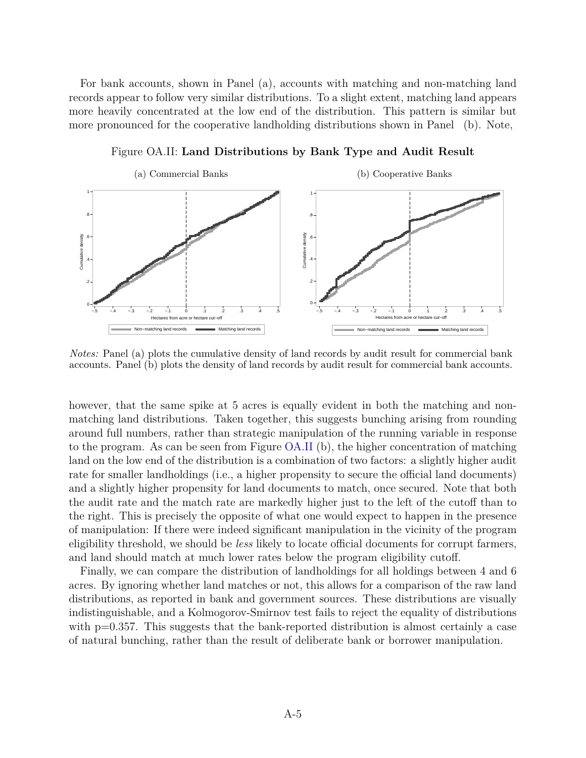For bank accounts, shown in Panel (a), accounts with matching and non-matching land records appear to follow very similar distributions. To a slight extent, matching land appears more heavily concentrated at the low end of the distribution. This pattern is similar but more pronounced for the cooperative landholding distributions shown in Panel (b). Note,

Figure OA.II: **Land Distributions by Bank Type and Audit Result**

(a) Commercial Banks

(b) Cooperative Banks

*Notes:* Panel (a) plots the cumulative density of land records by audit result for commercial bank accounts. Panel (b) plots the density of land records by audit result for commercial bank accounts.

however, that the same spike at 5 acres is equally evident in both the matching and non-matching land distributions. Taken together, this suggests bunching arising from rounding around full numbers, rather than strategic manipulation of the running variable in response to the program. As can be seen from Figure OA.II (b), the higher concentration of matching land on the low end of the distribution is a combination of two factors: a slightly higher audit rate for smaller landholdings (i.e., a higher propensity to secure the official land documents) and a slightly higher propensity for land documents to match, once secured. Note that both the audit rate and the match rate are markedly higher just to the left of the cutoff than to the right. This is precisely the opposite of what one would expect to happen in the presence of manipulation: If there were indeed significant manipulation in the vicinity of the program eligibility threshold, we should be *less* likely to locate official documents for corrupt farmers, and land should match at much lower rates below the program eligibility cutoff.

Finally, we can compare the distribution of landholdings for all holdings between 4 and 6 acres. By ignoring whether land matches or not, this allows for a comparison of the raw land distributions, as reported in bank and government sources. These distributions are visually indistinguishable, and a Kolmogorov-Smirnov test fails to reject the equality of distributions with p=0.357. This suggests that the bank-reported distribution is almost certainly a case of natural bunching, rather than the result of deliberate bank or borrower manipulation.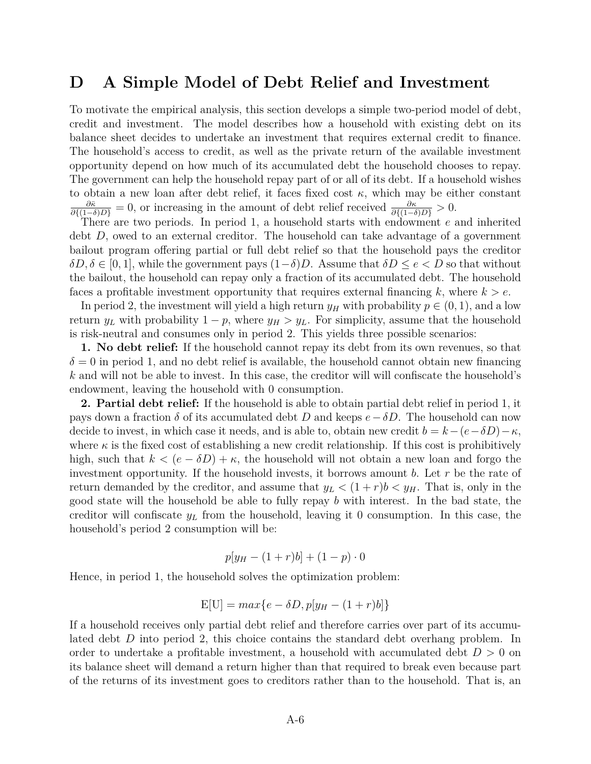# D A Simple Model of Debt Relief and Investment

To motivate the empirical analysis, this section develops a simple two-period model of debt, credit and investment. The model describes how a household with existing debt on its balance sheet decides to undertake an investment that requires external credit to finance. The household's access to credit, as well as the private return of the available investment opportunity depend on how much of its accumulated debt the household chooses to repay. The government can help the household repay part of or all of its debt. If a household wishes to obtain a new loan after debt relief, it faces fixed cost $\kappa$, which may be either constant $\frac{\partial \bar{\kappa}}{\partial \{(1-\delta)D\}} = 0$, or increasing in the amount of debt relief received $\frac{\partial \kappa}{\partial \{(1-\delta)D\}} > 0$.

There are two periods. In period 1, a household starts with endowment $e$ and inherited debt $D$, owed to an external creditor. The household can take advantage of a government bailout program offering partial or full debt relief so that the household pays the creditor $\delta D, \delta \in [0, 1]$, while the government pays $(1-\delta)D$. Assume that $\delta D \leq e < D$ so that without the bailout, the household can repay only a fraction of its accumulated debt. The household faces a profitable investment opportunity that requires external financing $k$, where $k > e$.

In period 2, the investment will yield a high return $y_H$ with probability $p \in (0, 1)$, and a low return $y_L$ with probability $1 - p$, where $y_H > y_L$. For simplicity, assume that the household is risk-neutral and consumes only in period 2. This yields three possible scenarios:

**1. No debt relief:** If the household cannot repay its debt from its own revenues, so that $\delta = 0$ in period 1, and no debt relief is available, the household cannot obtain new financing $k$ and will not be able to invest. In this case, the creditor will will confiscate the household's endowment, leaving the household with 0 consumption.

**2. Partial debt relief:** If the household is able to obtain partial debt relief in period 1, it pays down a fraction $\delta$ of its accumulated debt $D$ and keeps $e - \delta D$. The household can now decide to invest, in which case it needs, and is able to, obtain new credit $b = k - (e - \delta D) - \kappa$, where $\kappa$ is the fixed cost of establishing a new credit relationship. If this cost is prohibitively high, such that $k < (e - \delta D) + \kappa$, the household will not obtain a new loan and forgo the investment opportunity. If the household invests, it borrows amount $b$. Let $r$ be the rate of return demanded by the creditor, and assume that $y_L < (1 + r)b < y_H$. That is, only in the good state will the household be able to fully repay $b$ with interest. In the bad state, the creditor will confiscate $y_L$ from the household, leaving it 0 consumption. In this case, the household's period 2 consumption will be:

$$p[y_H - (1 + r)b] + (1 - p) \cdot 0$$

Hence, in period 1, the household solves the optimization problem:

$$\text{E[U]} = max\{e - \delta D, p[y_H - (1 + r)b]\}$$

If a household receives only partial debt relief and therefore carries over part of its accumulated debt $D$ into period 2, this choice contains the standard debt overhang problem. In order to undertake a profitable investment, a household with accumulated debt $D > 0$ on its balance sheet will demand a return higher than that required to break even because part of the returns of its investment goes to creditors rather than to the household. That is, an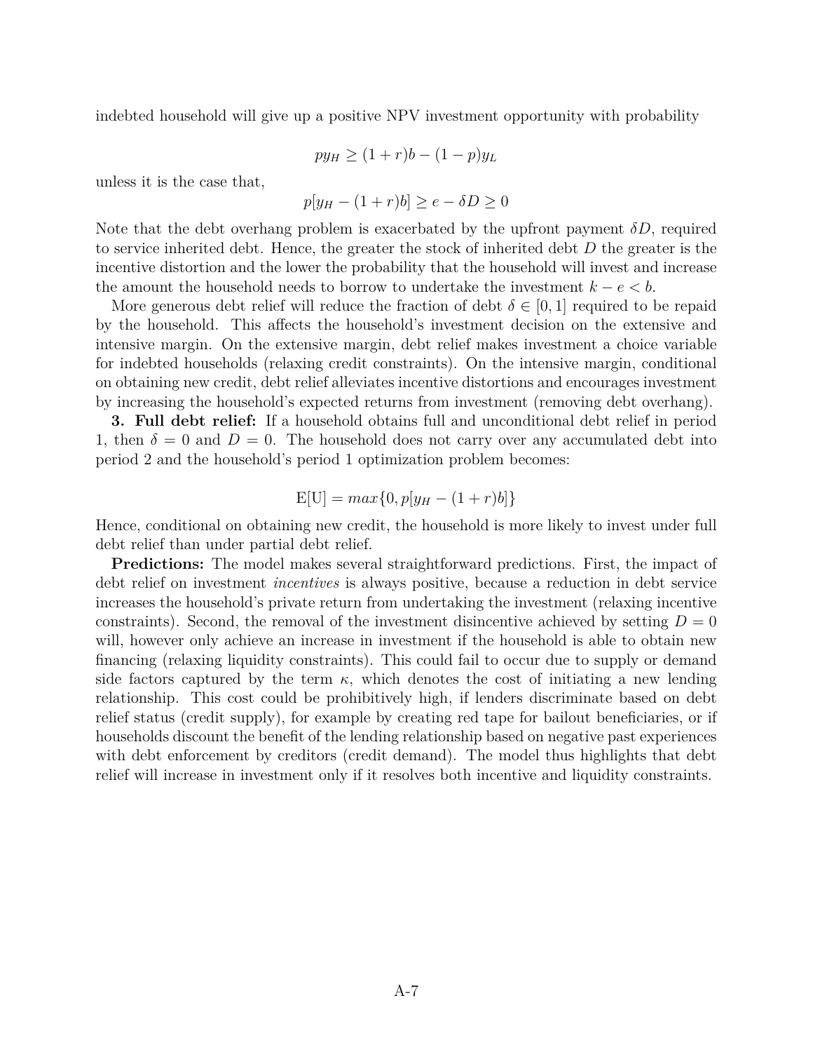indebted household will give up a positive NPV investment opportunity with probability

$$py_H \geq (1+r)b - (1-p)y_L$$

unless it is the case that,

$$p[y_H - (1+r)b] \geq e - \delta D \geq 0$$

Note that the debt overhang problem is exacerbated by the upfront payment $\delta D$, required to service inherited debt. Hence, the greater the stock of inherited debt $D$ the greater is the incentive distortion and the lower the probability that the household will invest and increase the amount the household needs to borrow to undertake the investment $k - e < b$.

More generous debt relief will reduce the fraction of debt $\delta \in [0, 1]$ required to be repaid by the household. This affects the household's investment decision on the extensive and intensive margin. On the extensive margin, debt relief makes investment a choice variable for indebted households (relaxing credit constraints). On the intensive margin, conditional on obtaining new credit, debt relief alleviates incentive distortions and encourages investment by increasing the household's expected returns from investment (removing debt overhang).

**3. Full debt relief:** If a household obtains full and unconditional debt relief in period 1, then $\delta = 0$ and $D = 0$. The household does not carry over any accumulated debt into period 2 and the household's period 1 optimization problem becomes:

$$\mathrm{E[U]} = max\{0, p[y_H - (1+r)b]\}$$

Hence, conditional on obtaining new credit, the household is more likely to invest under full debt relief than under partial debt relief.

**Predictions:** The model makes several straightforward predictions. First, the impact of debt relief on investment *incentives* is always positive, because a reduction in debt service increases the household's private return from undertaking the investment (relaxing incentive constraints). Second, the removal of the investment disincentive achieved by setting $D = 0$ will, however only achieve an increase in investment if the household is able to obtain new financing (relaxing liquidity constraints). This could fail to occur due to supply or demand side factors captured by the term $\kappa$, which denotes the cost of initiating a new lending relationship. This cost could be prohibitively high, if lenders discriminate based on debt relief status (credit supply), for example by creating red tape for bailout beneficiaries, or if households discount the benefit of the lending relationship based on negative past experiences with debt enforcement by creditors (credit demand). The model thus highlights that debt relief will increase in investment only if it resolves both incentive and liquidity constraints.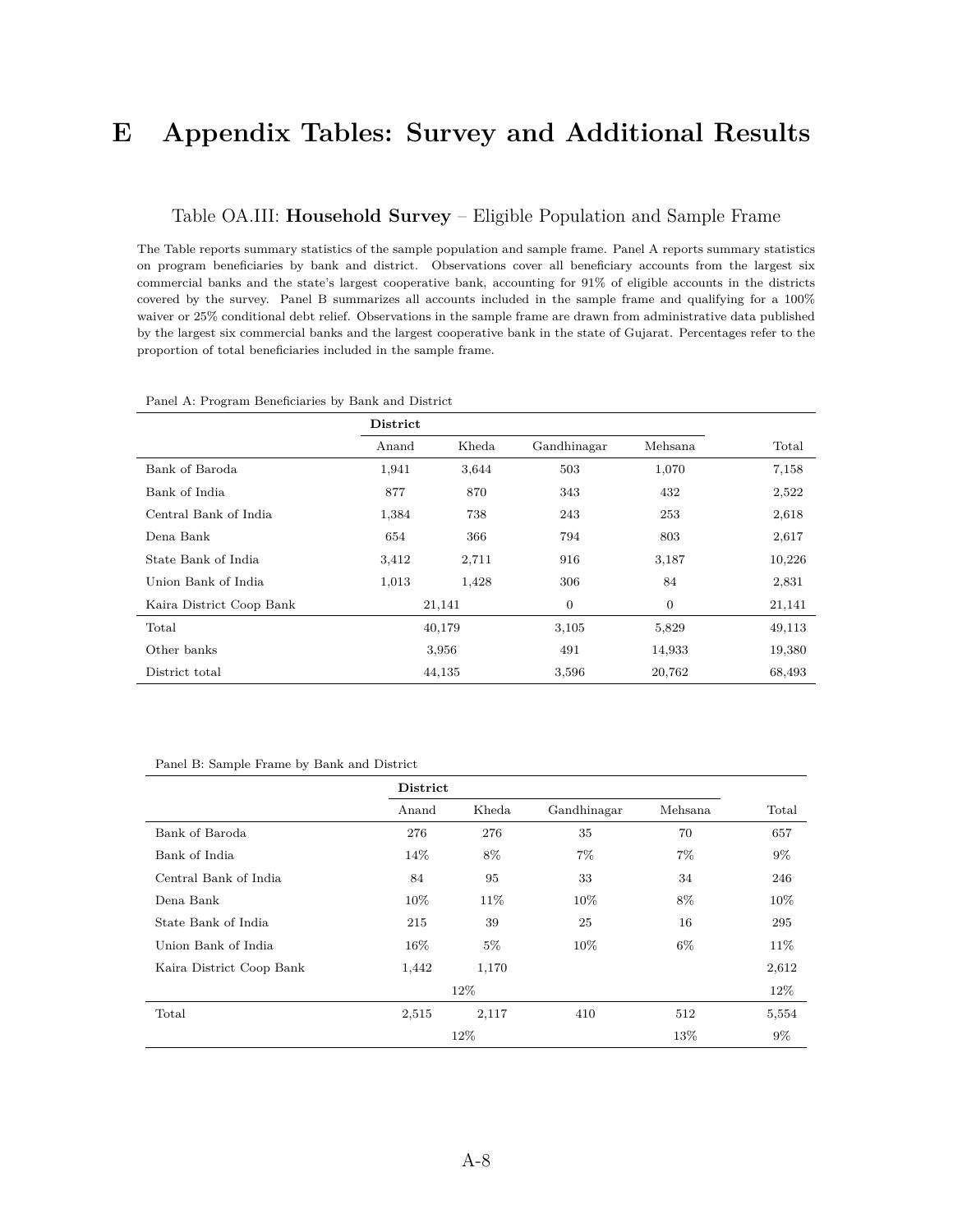# E Appendix Tables: Survey and Additional Results

Table OA.III: **Household Survey** – Eligible Population and Sample Frame

The Table reports summary statistics of the sample population and sample frame. Panel A reports summary statistics on program beneficiaries by bank and district. Observations cover all beneficiary accounts from the largest six commercial banks and the state's largest cooperative bank, accounting for 91% of eligible accounts in the districts covered by the survey. Panel B summarizes all accounts included in the sample frame and qualifying for a 100% waiver or 25% conditional debt relief. Observations in the sample frame are drawn from administrative data published by the largest six commercial banks and the largest cooperative bank in the state of Gujarat. Percentages refer to the proportion of total beneficiaries included in the sample frame.

Panel A: Program Beneficiaries by Bank and District

| | **District** | | | | |
|---|---|---|---|---|---|
| | Anand | Kheda | Gandhinagar | Mehsana | Total |
| Bank of Baroda | 1,941 | 3,644 | 503 | 1,070 | 7,158 |
| Bank of India | 877 | 870 | 343 | 432 | 2,522 |
| Central Bank of India | 1,384 | 738 | 243 | 253 | 2,618 |
| Dena Bank | 654 | 366 | 794 | 803 | 2,617 |
| State Bank of India | 3,412 | 2,711 | 916 | 3,187 | 10,226 |
| Union Bank of India | 1,013 | 1,428 | 306 | 84 | 2,831 |
| Kaira District Coop Bank | 21,141 | | 0 | 0 | 21,141 |
| Total | 40,179 | | 3,105 | 5,829 | 49,113 |
| Other banks | 3,956 | | 491 | 14,933 | 19,380 |
| District total | 44,135 | | 3,596 | 20,762 | 68,493 |

Panel B: Sample Frame by Bank and District

| | **District** | | | | |
|---|---|---|---|---|---|
| | Anand | Kheda | Gandhinagar | Mehsana | Total |
| Bank of Baroda | 276 | 276 | 35 | 70 | 657 |
| Bank of India | 14% | 8% | 7% | 7% | 9% |
| Central Bank of India | 84 | 95 | 33 | 34 | 246 |
| Dena Bank | 10% | 11% | 10% | 8% | 10% |
| State Bank of India | 215 | 39 | 25 | 16 | 295 |
| Union Bank of India | 16% | 5% | 10% | 6% | 11% |
| Kaira District Coop Bank | 1,442 | 1,170 | | | 2,612 |
| | 12% | | | | 12% |
| Total | 2,515 | 2,117 | 410 | 512 | 5,554 |
| | 12% | | | 13% | 9% |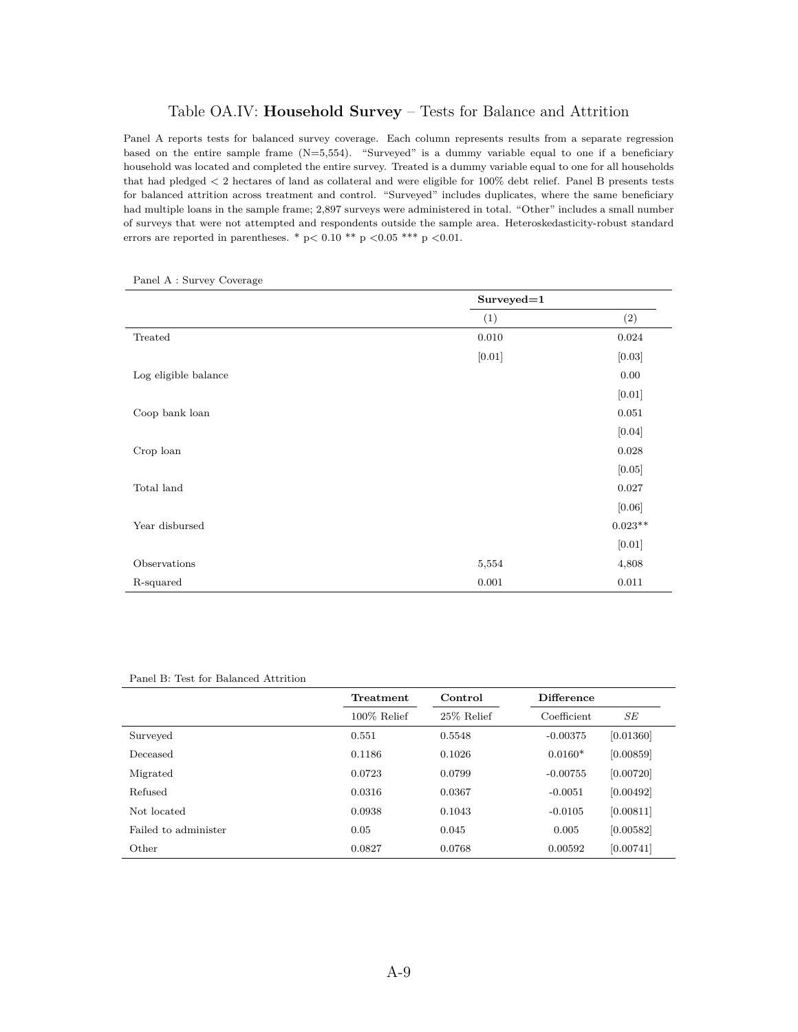# Table OA.IV: **Household Survey** – Tests for Balance and Attrition

Panel A reports tests for balanced survey coverage. Each column represents results from a separate regression based on the entire sample frame (N=5,554). "Surveyed" is a dummy variable equal to one if a beneficiary household was located and completed the entire survey. Treated is a dummy variable equal to one for all households that had pledged < 2 hectares of land as collateral and were eligible for 100% debt relief. Panel B presents tests for balanced attrition across treatment and control. "Surveyed" includes duplicates, where the same beneficiary had multiple loans in the sample frame; 2,897 surveys were administered in total. "Other" includes a small number of surveys that were not attempted and respondents outside the sample area. Heteroskedasticity-robust standard errors are reported in parentheses. * p< 0.10 ** p <0.05 *** p <0.01.

Panel A : Survey Coverage

| | **Surveyed=1** | |
|---|---|---|
| | (1) | (2) |
| Treated | 0.010 | 0.024 |
| | [0.01] | [0.03] |
| Log eligible balance | | 0.00 |
| | | [0.01] |
| Coop bank loan | | 0.051 |
| | | [0.04] |
| Crop loan | | 0.028 |
| | | [0.05] |
| Total land | | 0.027 |
| | | [0.06] |
| Year disbursed | | 0.023** |
| | | [0.01] |
| Observations | 5,554 | 4,808 |
| R-squared | 0.001 | 0.011 |

Panel B: Test for Balanced Attrition

| | **Treatment** | **Control** | **Difference** | |
|---|---|---|---|---|
| | 100% Relief | 25% Relief | Coefficient | *SE* |
| Surveyed | 0.551 | 0.5548 | -0.00375 | [0.01360] |
| Deceased | 0.1186 | 0.1026 | 0.0160* | [0.00859] |
| Migrated | 0.0723 | 0.0799 | -0.00755 | [0.00720] |
| Refused | 0.0316 | 0.0367 | -0.0051 | [0.00492] |
| Not located | 0.0938 | 0.1043 | -0.0105 | [0.00811] |
| Failed to administer | 0.05 | 0.045 | 0.005 | [0.00582] |
| Other | 0.0827 | 0.0768 | 0.00592 | [0.00741] |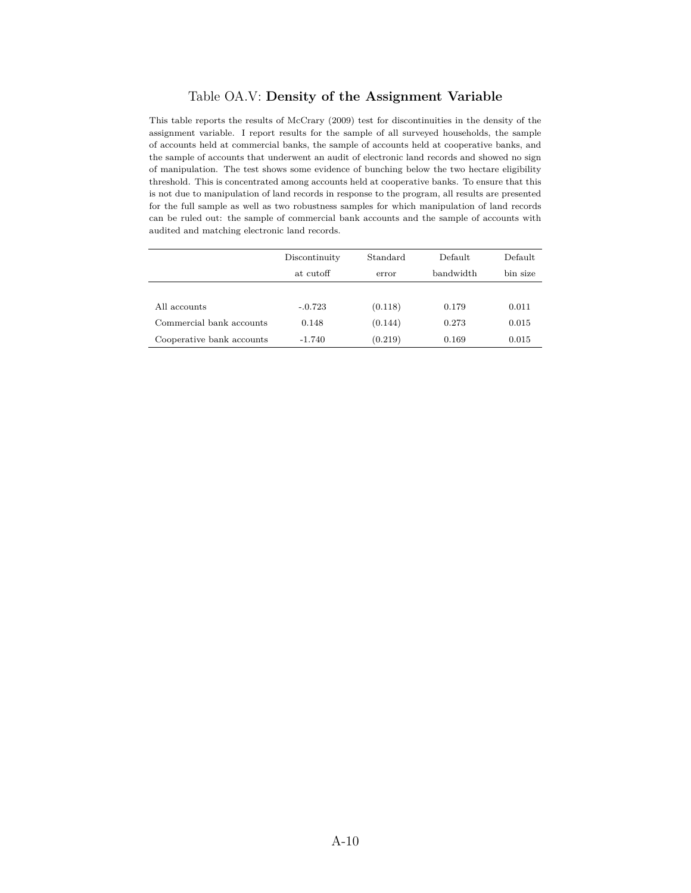# Table OA.V: **Density of the Assignment Variable**

This table reports the results of McCrary (2009) test for discontinuities in the density of the assignment variable. I report results for the sample of all surveyed households, the sample of accounts held at commercial banks, the sample of accounts held at cooperative banks, and the sample of accounts that underwent an audit of electronic land records and showed no sign of manipulation. The test shows some evidence of bunching below the two hectare eligibility threshold. This is concentrated among accounts held at cooperative banks. To ensure that this is not due to manipulation of land records in response to the program, all results are presented for the full sample as well as two robustness samples for which manipulation of land records can be ruled out: the sample of commercial bank accounts and the sample of accounts with audited and matching electronic land records.

| | Discontinuity at cutoff | Standard error | Default bandwidth | Default bin size |
|---|---|---|---|---|
| All accounts | -.0.723 | (0.118) | 0.179 | 0.011 |
| Commercial bank accounts | 0.148 | (0.144) | 0.273 | 0.015 |
| Cooperative bank accounts | -1.740 | (0.219) | 0.169 | 0.015 |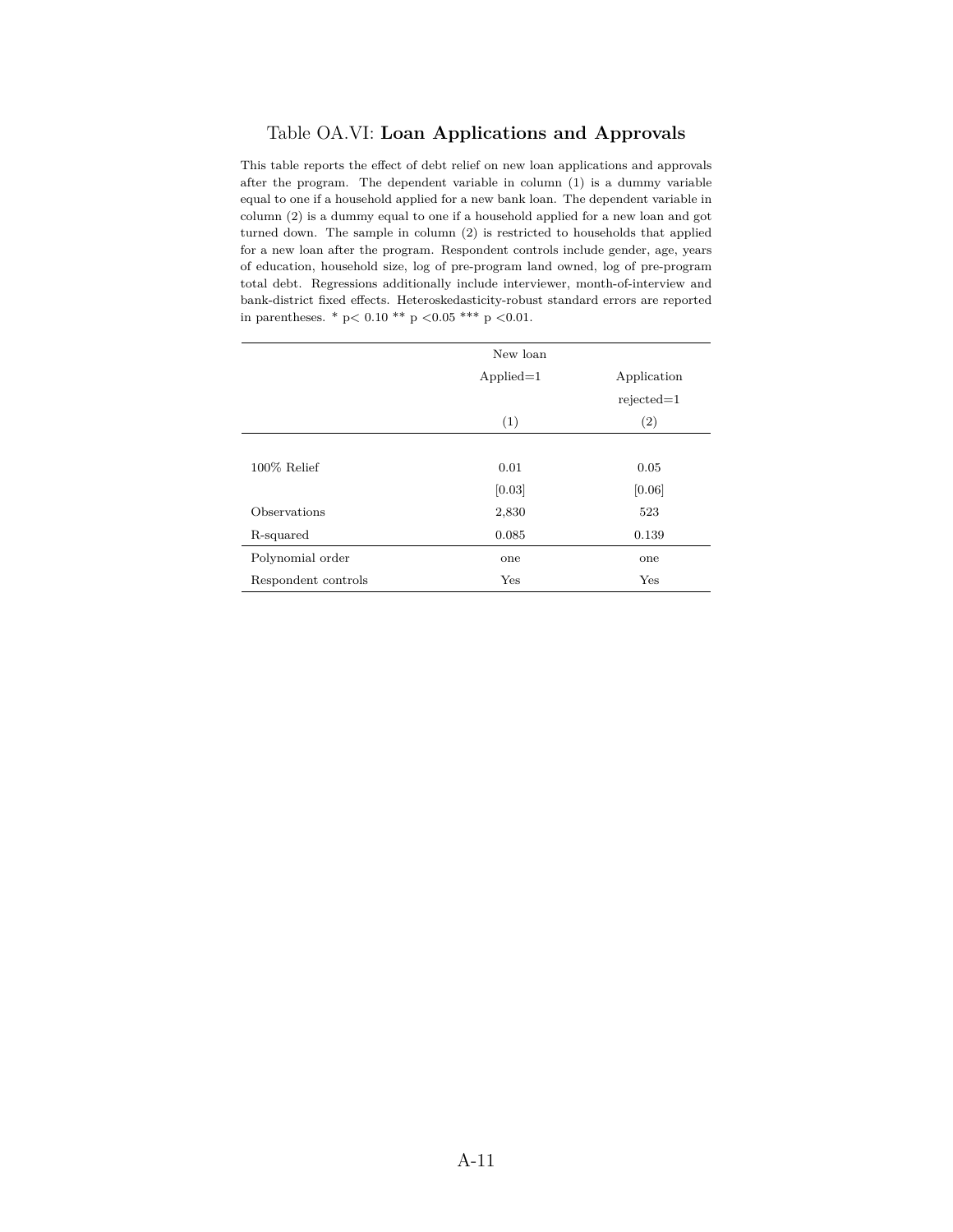Table OA.VI: **Loan Applications and Approvals**

This table reports the effect of debt relief on new loan applications and approvals after the program. The dependent variable in column (1) is a dummy variable equal to one if a household applied for a new bank loan. The dependent variable in column (2) is a dummy equal to one if a household applied for a new loan and got turned down. The sample in column (2) is restricted to households that applied for a new loan after the program. Respondent controls include gender, age, years of education, household size, log of pre-program land owned, log of pre-program total debt. Regressions additionally include interviewer, month-of-interview and bank-district fixed effects. Heteroskedasticity-robust standard errors are reported in parentheses. * p< 0.10 ** p <0.05 *** p <0.01.

| | New loan Applied=1 | Application rejected=1 |
|---|---|---|
| | (1) | (2) |
| 100% Relief | 0.01 | 0.05 |
| | [0.03] | [0.06] |
| Observations | 2,830 | 523 |
| R-squared | 0.085 | 0.139 |
| Polynomial order | one | one |
| Respondent controls | Yes | Yes |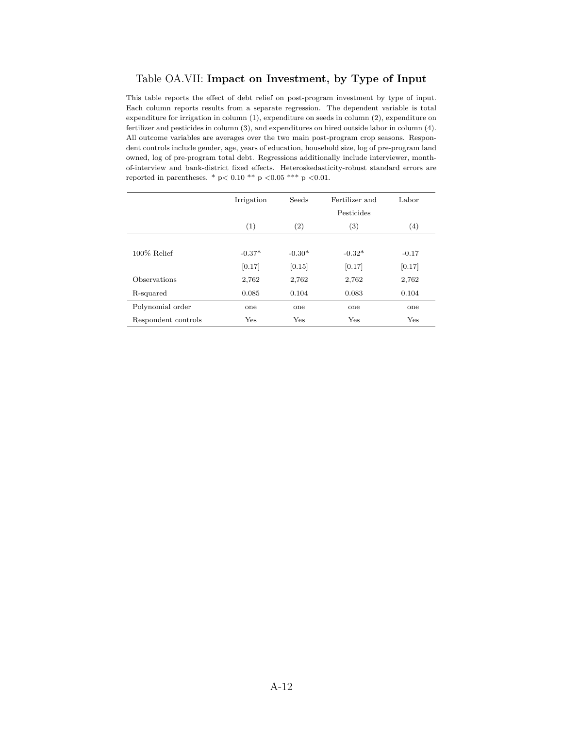# Table OA.VII: **Impact on Investment, by Type of Input**

This table reports the effect of debt relief on post-program investment by type of input. Each column reports results from a separate regression. The dependent variable is total expenditure for irrigation in column (1), expenditure on seeds in column (2), expenditure on fertilizer and pesticides in column (3), and expenditures on hired outside labor in column (4). All outcome variables are averages over the two main post-program crop seasons. Respondent controls include gender, age, years of education, household size, log of pre-program land owned, log of pre-program total debt. Regressions additionally include interviewer, month-of-interview and bank-district fixed effects. Heteroskedasticity-robust standard errors are reported in parentheses. * p< 0.10 ** p <0.05 *** p <0.01.

| | Irrigation | Seeds | Fertilizer and Pesticides | Labor |
|---|---|---|---|---|
| | (1) | (2) | (3) | (4) |
| 100% Relief | -0.37* | -0.30* | -0.32* | -0.17 |
| | [0.17] | [0.15] | [0.17] | [0.17] |
| Observations | 2,762 | 2,762 | 2,762 | 2,762 |
| R-squared | 0.085 | 0.104 | 0.083 | 0.104 |
| Polynomial order | one | one | one | one |
| Respondent controls | Yes | Yes | Yes | Yes |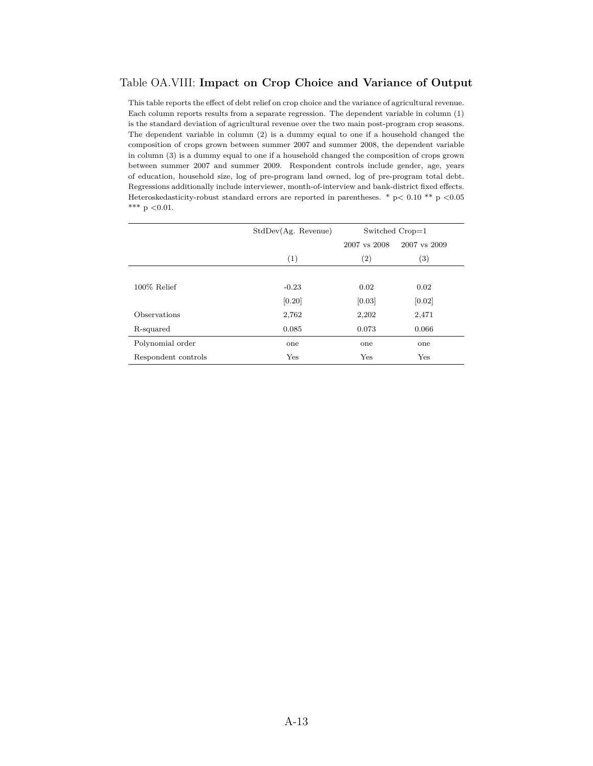## Table OA.VIII: **Impact on Crop Choice and Variance of Output**

This table reports the effect of debt relief on crop choice and the variance of agricultural revenue. Each column reports results from a separate regression. The dependent variable in column (1) is the standard deviation of agricultural revenue over the two main post-program crop seasons. The dependent variable in column (2) is a dummy equal to one if a household changed the composition of crops grown between summer 2007 and summer 2008, the dependent variable in column (3) is a dummy equal to one if a household changed the composition of crops grown between summer 2007 and summer 2009. Respondent controls include gender, age, years of education, household size, log of pre-program land owned, log of pre-program total debt. Regressions additionally include interviewer, month-of-interview and bank-district fixed effects. Heteroskedasticity-robust standard errors are reported in parentheses. * p< 0.10 ** p <0.05 *** p <0.01.

| | StdDev(Ag. Revenue) | Switched Crop=1 | |
|---|---|---|---|
| | | 2007 vs 2008 | 2007 vs 2009 |
| | (1) | (2) | (3) |
| 100% Relief | -0.23 | 0.02 | 0.02 |
| | [0.20] | [0.03] | [0.02] |
| Observations | 2,762 | 2,202 | 2,471 |
| R-squared | 0.085 | 0.073 | 0.066 |
| Polynomial order | one | one | one |
| Respondent controls | Yes | Yes | Yes |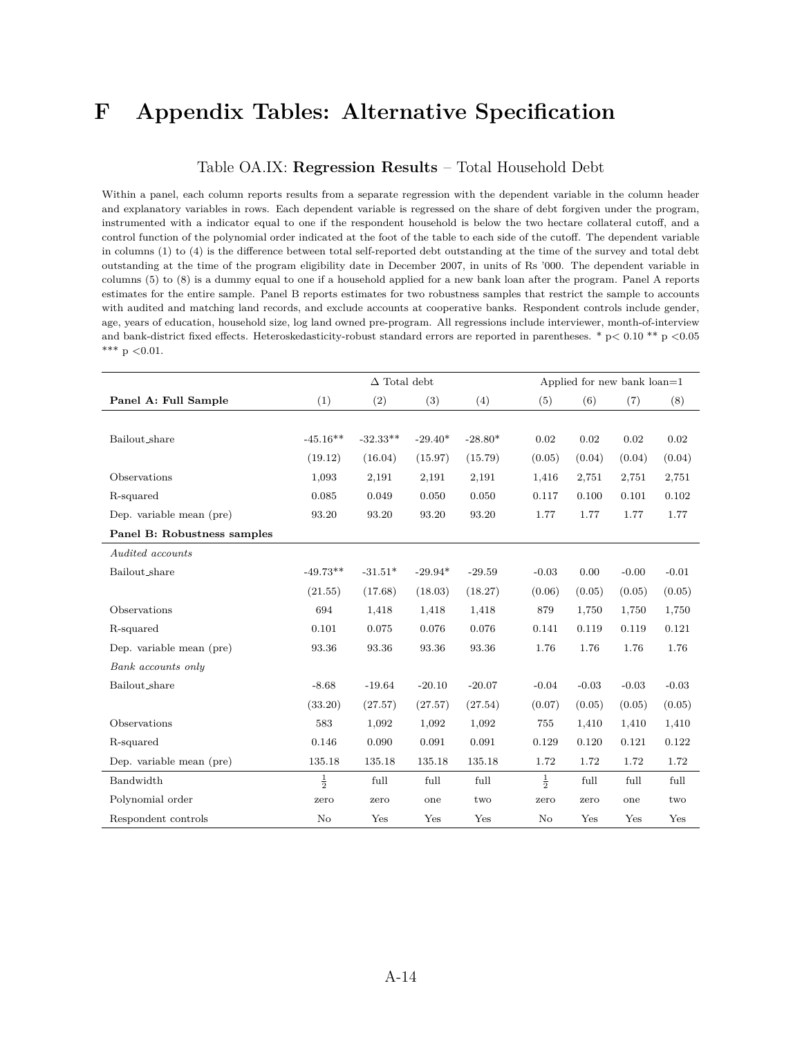# F Appendix Tables: Alternative Specification

Table OA.IX: **Regression Results** – Total Household Debt

Within a panel, each column reports results from a separate regression with the dependent variable in the column header and explanatory variables in rows. Each dependent variable is regressed on the share of debt forgiven under the program, instrumented with a indicator equal to one if the respondent household is below the two hectare collateral cutoff, and a control function of the polynomial order indicated at the foot of the table to each side of the cutoff. The dependent variable in columns (1) to (4) is the difference between total self-reported debt outstanding at the time of the survey and total debt outstanding at the time of the program eligibility date in December 2007, in units of Rs '000. The dependent variable in columns (5) to (8) is a dummy equal to one if a household applied for a new bank loan after the program. Panel A reports estimates for the entire sample. Panel B reports estimates for two robustness samples that restrict the sample to accounts with audited and matching land records, and exclude accounts at cooperative banks. Respondent controls include gender, age, years of education, household size, log land owned pre-program. All regressions include interviewer, month-of-interview and bank-district fixed effects. Heteroskedasticity-robust standard errors are reported in parentheses. * p< 0.10 ** p <0.05 *** p <0.01.

| | Δ Total debt | | | | Applied for new bank loan=1 | | | |
|---|---|---|---|---|---|---|---|---|
| **Panel A: Full Sample** | (1) | (2) | (3) | (4) | (5) | (6) | (7) | (8) |
| Bailout_share | -45.16** | -32.33** | -29.40* | -28.80* | 0.02 | 0.02 | 0.02 | 0.02 |
| | (19.12) | (16.04) | (15.97) | (15.79) | (0.05) | (0.04) | (0.04) | (0.04) |
| Observations | 1,093 | 2,191 | 2,191 | 2,191 | 1,416 | 2,751 | 2,751 | 2,751 |
| R-squared | 0.085 | 0.049 | 0.050 | 0.050 | 0.117 | 0.100 | 0.101 | 0.102 |
| Dep. variable mean (pre) | 93.20 | 93.20 | 93.20 | 93.20 | 1.77 | 1.77 | 1.77 | 1.77 |
| **Panel B: Robustness samples** | | | | | | | | |
| *Audited accounts* | | | | | | | | |
| Bailout_share | -49.73** | -31.51* | -29.94* | -29.59 | -0.03 | 0.00 | -0.00 | -0.01 |
| | (21.55) | (17.68) | (18.03) | (18.27) | (0.06) | (0.05) | (0.05) | (0.05) |
| Observations | 694 | 1,418 | 1,418 | 1,418 | 879 | 1,750 | 1,750 | 1,750 |
| R-squared | 0.101 | 0.075 | 0.076 | 0.076 | 0.141 | 0.119 | 0.119 | 0.121 |
| Dep. variable mean (pre) | 93.36 | 93.36 | 93.36 | 93.36 | 1.76 | 1.76 | 1.76 | 1.76 |
| *Bank accounts only* | | | | | | | | |
| Bailout_share | -8.68 | -19.64 | -20.10 | -20.07 | -0.04 | -0.03 | -0.03 | -0.03 |
| | (33.20) | (27.57) | (27.57) | (27.54) | (0.07) | (0.05) | (0.05) | (0.05) |
| Observations | 583 | 1,092 | 1,092 | 1,092 | 755 | 1,410 | 1,410 | 1,410 |
| R-squared | 0.146 | 0.090 | 0.091 | 0.091 | 0.129 | 0.120 | 0.121 | 0.122 |
| Dep. variable mean (pre) | 135.18 | 135.18 | 135.18 | 135.18 | 1.72 | 1.72 | 1.72 | 1.72 |
| Bandwidth | $\frac{1}{2}$ | full | full | full | $\frac{1}{2}$ | full | full | full |
| Polynomial order | zero | zero | one | two | zero | zero | one | two |
| Respondent controls | No | Yes | Yes | Yes | No | Yes | Yes | Yes |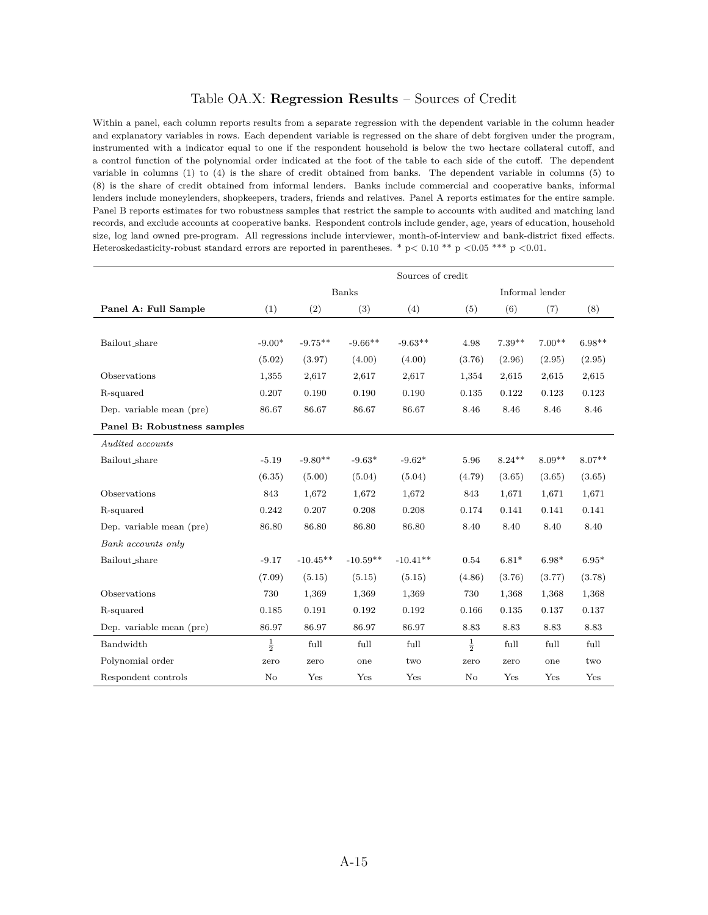Table OA.X: **Regression Results** – Sources of Credit

Within a panel, each column reports results from a separate regression with the dependent variable in the column header and explanatory variables in rows. Each dependent variable is regressed on the share of debt forgiven under the program, instrumented with a indicator equal to one if the respondent household is below the two hectare collateral cutoff, and a control function of the polynomial order indicated at the foot of the table to each side of the cutoff. The dependent variable in columns (1) to (4) is the share of credit obtained from banks. The dependent variable in columns (5) to (8) is the share of credit obtained from informal lenders. Banks include commercial and cooperative banks, informal lenders include moneylenders, shopkeepers, traders, friends and relatives. Panel A reports estimates for the entire sample. Panel B reports estimates for two robustness samples that restrict the sample to accounts with audited and matching land records, and exclude accounts at cooperative banks. Respondent controls include gender, age, years of education, household size, log land owned pre-program. All regressions include interviewer, month-of-interview and bank-district fixed effects. Heteroskedasticity-robust standard errors are reported in parentheses. * p< 0.10 ** p <0.05 *** p <0.01.

| | Sources of credit | | | | | | | |
|---|---|---|---|---|---|---|---|---|
| | Banks | | | | Informal lender | | | |
| **Panel A: Full Sample** | (1) | (2) | (3) | (4) | (5) | (6) | (7) | (8) |
| Bailout_share | -9.00* | -9.75** | -9.66** | -9.63** | 4.98 | 7.39** | 7.00** | 6.98** |
| | (5.02) | (3.97) | (4.00) | (4.00) | (3.76) | (2.96) | (2.95) | (2.95) |
| Observations | 1,355 | 2,617 | 2,617 | 2,617 | 1,354 | 2,615 | 2,615 | 2,615 |
| R-squared | 0.207 | 0.190 | 0.190 | 0.190 | 0.135 | 0.122 | 0.123 | 0.123 |
| Dep. variable mean (pre) | 86.67 | 86.67 | 86.67 | 86.67 | 8.46 | 8.46 | 8.46 | 8.46 |
| **Panel B: Robustness samples** | | | | | | | | |
| *Audited accounts* | | | | | | | | |
| Bailout_share | -5.19 | -9.80** | -9.63* | -9.62* | 5.96 | 8.24** | 8.09** | 8.07** |
| | (6.35) | (5.00) | (5.04) | (5.04) | (4.79) | (3.65) | (3.65) | (3.65) |
| Observations | 843 | 1,672 | 1,672 | 1,672 | 843 | 1,671 | 1,671 | 1,671 |
| R-squared | 0.242 | 0.207 | 0.208 | 0.208 | 0.174 | 0.141 | 0.141 | 0.141 |
| Dep. variable mean (pre) | 86.80 | 86.80 | 86.80 | 86.80 | 8.40 | 8.40 | 8.40 | 8.40 |
| *Bank accounts only* | | | | | | | | |
| Bailout_share | -9.17 | -10.45** | -10.59** | -10.41** | 0.54 | 6.81* | 6.98* | 6.95* |
| | (7.09) | (5.15) | (5.15) | (5.15) | (4.86) | (3.76) | (3.77) | (3.78) |
| Observations | 730 | 1,369 | 1,369 | 1,369 | 730 | 1,368 | 1,368 | 1,368 |
| R-squared | 0.185 | 0.191 | 0.192 | 0.192 | 0.166 | 0.135 | 0.137 | 0.137 |
| Dep. variable mean (pre) | 86.97 | 86.97 | 86.97 | 86.97 | 8.83 | 8.83 | 8.83 | 8.83 |
| Bandwidth | $\frac{1}{2}$ | full | full | full | $\frac{1}{2}$ | full | full | full |
| Polynomial order | zero | zero | one | two | zero | zero | one | two |
| Respondent controls | No | Yes | Yes | Yes | No | Yes | Yes | Yes |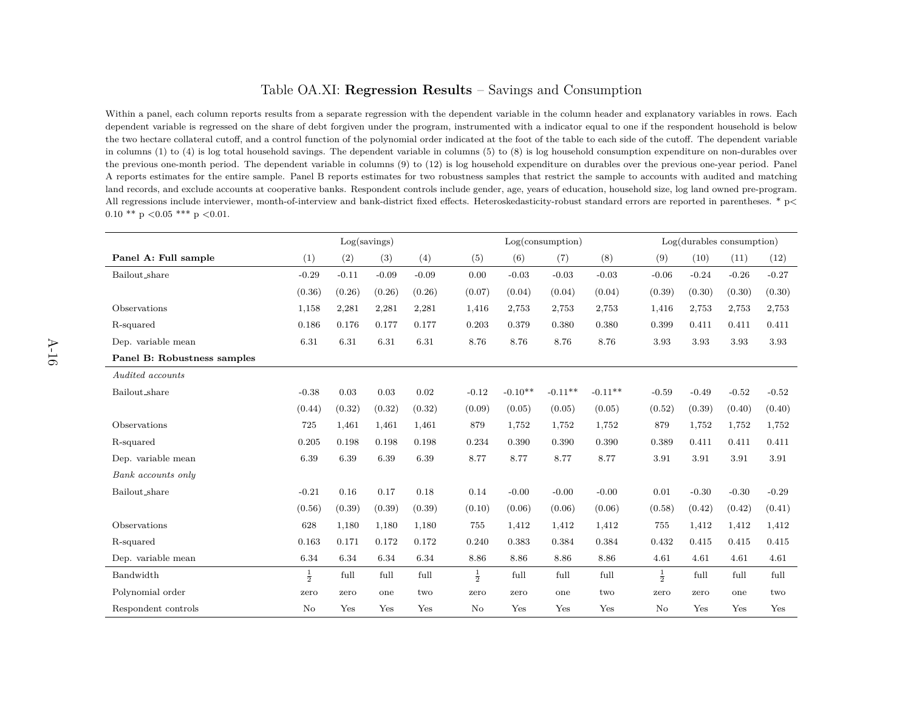Table OA.XI: **Regression Results** – Savings and Consumption

Within a panel, each column reports results from a separate regression with the dependent variable in the column header and explanatory variables in rows. Each dependent variable is regressed on the share of debt forgiven under the program, instrumented with a indicator equal to one if the respondent household is below the two hectare collateral cutoff, and a control function of the polynomial order indicated at the foot of the table to each side of the cutoff. The dependent variable in columns (1) to (4) is log total household savings. The dependent variable in columns (5) to (8) is log household consumption expenditure on non-durables over the previous one-month period. The dependent variable in columns (9) to (12) is log household expenditure on durables over the previous one-year period. Panel A reports estimates for the entire sample. Panel B reports estimates for two robustness samples that restrict the sample to accounts with audited and matching land records, and exclude accounts at cooperative banks. Respondent controls include gender, age, years of education, household size, log land owned pre-program. All regressions include interviewer, month-of-interview and bank-district fixed effects. Heteroskedasticity-robust standard errors are reported in parentheses. * p< 0.10 ** p <0.05 *** p <0.01.

| | Log(savings) | | | | Log(consumption) | | | | Log(durables consumption) | | | |
|---|---|---|---|---|---|---|---|---|---|---|---|---|
| **Panel A: Full sample** | (1) | (2) | (3) | (4) | (5) | (6) | (7) | (8) | (9) | (10) | (11) | (12) |
| Bailout_share | -0.29 | -0.11 | -0.09 | -0.09 | 0.00 | -0.03 | -0.03 | -0.03 | -0.06 | -0.24 | -0.26 | -0.27 |
| | (0.36) | (0.26) | (0.26) | (0.26) | (0.07) | (0.04) | (0.04) | (0.04) | (0.39) | (0.30) | (0.30) | (0.30) |
| Observations | 1,158 | 2,281 | 2,281 | 2,281 | 1,416 | 2,753 | 2,753 | 2,753 | 1,416 | 2,753 | 2,753 | 2,753 |
| R-squared | 0.186 | 0.176 | 0.177 | 0.177 | 0.203 | 0.379 | 0.380 | 0.380 | 0.399 | 0.411 | 0.411 | 0.411 |
| Dep. variable mean | 6.31 | 6.31 | 6.31 | 6.31 | 8.76 | 8.76 | 8.76 | 8.76 | 3.93 | 3.93 | 3.93 | 3.93 |
| **Panel B: Robustness samples** | | | | | | | | | | | | |
| *Audited accounts* | | | | | | | | | | | | |
| Bailout_share | -0.38 | 0.03 | 0.03 | 0.02 | -0.12 | -0.10** | -0.11** | -0.11** | -0.59 | -0.49 | -0.52 | -0.52 |
| | (0.44) | (0.32) | (0.32) | (0.32) | (0.09) | (0.05) | (0.05) | (0.05) | (0.52) | (0.39) | (0.40) | (0.40) |
| Observations | 725 | 1,461 | 1,461 | 1,461 | 879 | 1,752 | 1,752 | 1,752 | 879 | 1,752 | 1,752 | 1,752 |
| R-squared | 0.205 | 0.198 | 0.198 | 0.198 | 0.234 | 0.390 | 0.390 | 0.390 | 0.389 | 0.411 | 0.411 | 0.411 |
| Dep. variable mean | 6.39 | 6.39 | 6.39 | 6.39 | 8.77 | 8.77 | 8.77 | 8.77 | 3.91 | 3.91 | 3.91 | 3.91 |
| *Bank accounts only* | | | | | | | | | | | | |
| Bailout_share | -0.21 | 0.16 | 0.17 | 0.18 | 0.14 | -0.00 | -0.00 | -0.00 | 0.01 | -0.30 | -0.30 | -0.29 |
| | (0.56) | (0.39) | (0.39) | (0.39) | (0.10) | (0.06) | (0.06) | (0.06) | (0.58) | (0.42) | (0.42) | (0.41) |
| Observations | 628 | 1,180 | 1,180 | 1,180 | 755 | 1,412 | 1,412 | 1,412 | 755 | 1,412 | 1,412 | 1,412 |
| R-squared | 0.163 | 0.171 | 0.172 | 0.172 | 0.240 | 0.383 | 0.384 | 0.384 | 0.432 | 0.415 | 0.415 | 0.415 |
| Dep. variable mean | 6.34 | 6.34 | 6.34 | 6.34 | 8.86 | 8.86 | 8.86 | 8.86 | 4.61 | 4.61 | 4.61 | 4.61 |
| Bandwidth | $\frac{1}{2}$ | full | full | full | $\frac{1}{2}$ | full | full | full | $\frac{1}{2}$ | full | full | full |
| Polynomial order | zero | zero | one | two | zero | zero | one | two | zero | zero | one | two |
| Respondent controls | No | Yes | Yes | Yes | No | Yes | Yes | Yes | No | Yes | Yes | Yes |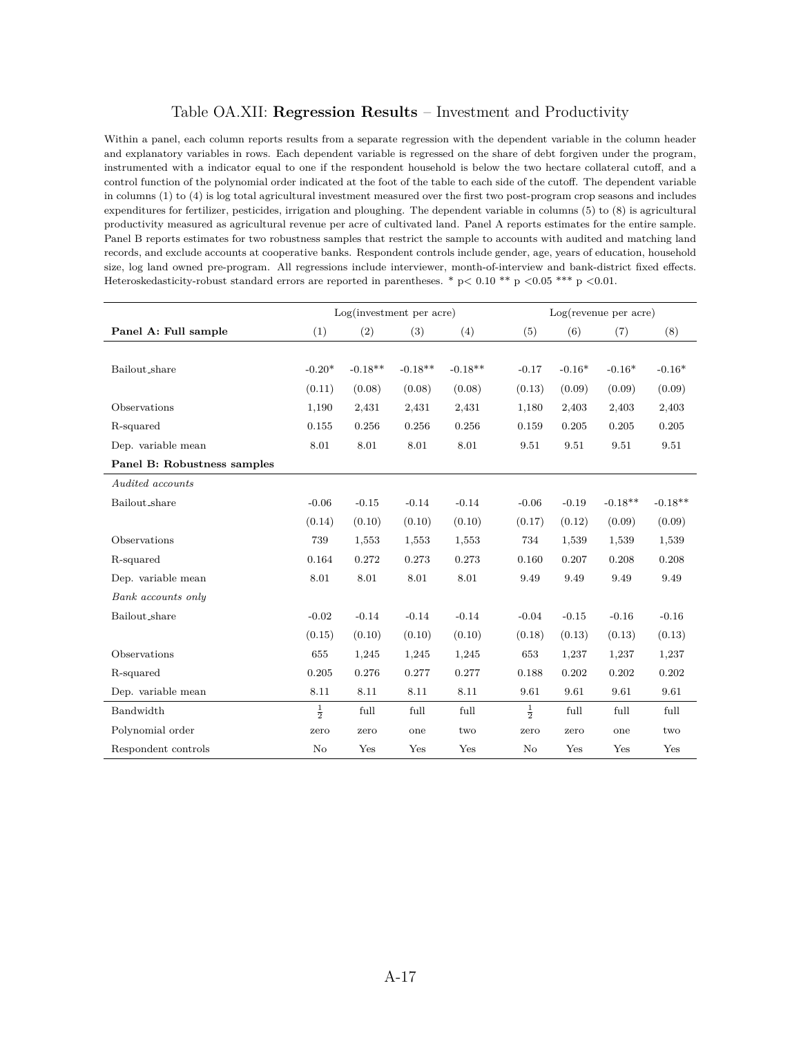Table OA.XII: **Regression Results** – Investment and Productivity

Within a panel, each column reports results from a separate regression with the dependent variable in the column header and explanatory variables in rows. Each dependent variable is regressed on the share of debt forgiven under the program, instrumented with a indicator equal to one if the respondent household is below the two hectare collateral cutoff, and a control function of the polynomial order indicated at the foot of the table to each side of the cutoff. The dependent variable in columns (1) to (4) is log total agricultural investment measured over the first two post-program crop seasons and includes expenditures for fertilizer, pesticides, irrigation and ploughing. The dependent variable in columns (5) to (8) is agricultural productivity measured as agricultural revenue per acre of cultivated land. Panel A reports estimates for the entire sample. Panel B reports estimates for two robustness samples that restrict the sample to accounts with audited and matching land records, and exclude accounts at cooperative banks. Respondent controls include gender, age, years of education, household size, log land owned pre-program. All regressions include interviewer, month-of-interview and bank-district fixed effects. Heteroskedasticity-robust standard errors are reported in parentheses. * p< 0.10 ** p <0.05 *** p <0.01.

| | Log(investment per acre) | | | | Log(revenue per acre) | | | |
|---|---|---|---|---|---|---|---|---|
| **Panel A: Full sample** | (1) | (2) | (3) | (4) | (5) | (6) | (7) | (8) |
| Bailout_share | -0.20* | -0.18** | -0.18** | -0.18** | -0.17 | -0.16* | -0.16* | -0.16* |
| | (0.11) | (0.08) | (0.08) | (0.08) | (0.13) | (0.09) | (0.09) | (0.09) |
| Observations | 1,190 | 2,431 | 2,431 | 2,431 | 1,180 | 2,403 | 2,403 | 2,403 |
| R-squared | 0.155 | 0.256 | 0.256 | 0.256 | 0.159 | 0.205 | 0.205 | 0.205 |
| Dep. variable mean | 8.01 | 8.01 | 8.01 | 8.01 | 9.51 | 9.51 | 9.51 | 9.51 |
| **Panel B: Robustness samples** | | | | | | | | |
| *Audited accounts* | | | | | | | | |
| Bailout_share | -0.06 | -0.15 | -0.14 | -0.14 | -0.06 | -0.19 | -0.18** | -0.18** |
| | (0.14) | (0.10) | (0.10) | (0.10) | (0.17) | (0.12) | (0.09) | (0.09) |
| Observations | 739 | 1,553 | 1,553 | 1,553 | 734 | 1,539 | 1,539 | 1,539 |
| R-squared | 0.164 | 0.272 | 0.273 | 0.273 | 0.160 | 0.207 | 0.208 | 0.208 |
| Dep. variable mean | 8.01 | 8.01 | 8.01 | 8.01 | 9.49 | 9.49 | 9.49 | 9.49 |
| *Bank accounts only* | | | | | | | | |
| Bailout_share | -0.02 | -0.14 | -0.14 | -0.14 | -0.04 | -0.15 | -0.16 | -0.16 |
| | (0.15) | (0.10) | (0.10) | (0.10) | (0.18) | (0.13) | (0.13) | (0.13) |
| Observations | 655 | 1,245 | 1,245 | 1,245 | 653 | 1,237 | 1,237 | 1,237 |
| R-squared | 0.205 | 0.276 | 0.277 | 0.277 | 0.188 | 0.202 | 0.202 | 0.202 |
| Dep. variable mean | 8.11 | 8.11 | 8.11 | 8.11 | 9.61 | 9.61 | 9.61 | 9.61 |
| Bandwidth | $\frac{1}{2}$ | full | full | full | $\frac{1}{2}$ | full | full | full |
| Polynomial order | zero | zero | one | two | zero | zero | one | two |
| Respondent controls | No | Yes | Yes | Yes | No | Yes | Yes | Yes |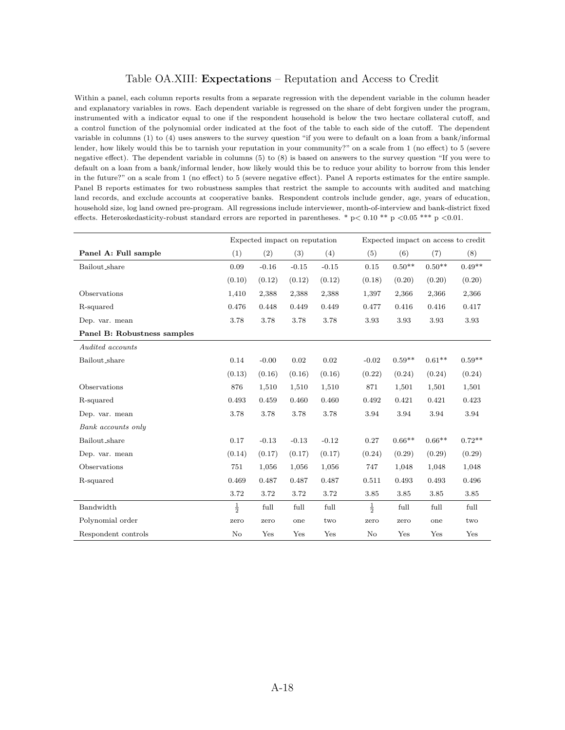Table OA.XIII: **Expectations** – Reputation and Access to Credit

Within a panel, each column reports results from a separate regression with the dependent variable in the column header and explanatory variables in rows. Each dependent variable is regressed on the share of debt forgiven under the program, instrumented with a indicator equal to one if the respondent household is below the two hectare collateral cutoff, and a control function of the polynomial order indicated at the foot of the table to each side of the cutoff. The dependent variable in columns (1) to (4) uses answers to the survey question "if you were to default on a loan from a bank/informal lender, how likely would this be to tarnish your reputation in your community?" on a scale from 1 (no effect) to 5 (severe negative effect). The dependent variable in columns (5) to (8) is based on answers to the survey question "If you were to default on a loan from a bank/informal lender, how likely would this be to reduce your ability to borrow from this lender in the future?" on a scale from 1 (no effect) to 5 (severe negative effect). Panel A reports estimates for the entire sample. Panel B reports estimates for two robustness samples that restrict the sample to accounts with audited and matching land records, and exclude accounts at cooperative banks. Respondent controls include gender, age, years of education, household size, log land owned pre-program. All regressions include interviewer, month-of-interview and bank-district fixed effects. Heteroskedasticity-robust standard errors are reported in parentheses. * p< 0.10 ** p <0.05 *** p <0.01.

| | Expected impact on reputation | | | | Expected impact on access to credit | | | |
|---|---|---|---|---|---|---|---|---|
| **Panel A: Full sample** | (1) | (2) | (3) | (4) | (5) | (6) | (7) | (8) |
| Bailout_share | 0.09 | -0.16 | -0.15 | -0.15 | 0.15 | 0.50** | 0.50** | 0.49** |
| | (0.10) | (0.12) | (0.12) | (0.12) | (0.18) | (0.20) | (0.20) | (0.20) |
| Observations | 1,410 | 2,388 | 2,388 | 2,388 | 1,397 | 2,366 | 2,366 | 2,366 |
| R-squared | 0.476 | 0.448 | 0.449 | 0.449 | 0.477 | 0.416 | 0.416 | 0.417 |
| Dep. var. mean | 3.78 | 3.78 | 3.78 | 3.78 | 3.93 | 3.93 | 3.93 | 3.93 |
| **Panel B: Robustness samples** | | | | | | | | |
| *Audited accounts* | | | | | | | | |
| Bailout_share | 0.14 | -0.00 | 0.02 | 0.02 | -0.02 | 0.59** | 0.61** | 0.59** |
| | (0.13) | (0.16) | (0.16) | (0.16) | (0.22) | (0.24) | (0.24) | (0.24) |
| Observations | 876 | 1,510 | 1,510 | 1,510 | 871 | 1,501 | 1,501 | 1,501 |
| R-squared | 0.493 | 0.459 | 0.460 | 0.460 | 0.492 | 0.421 | 0.421 | 0.423 |
| Dep. var. mean | 3.78 | 3.78 | 3.78 | 3.78 | 3.94 | 3.94 | 3.94 | 3.94 |
| *Bank accounts only* | | | | | | | | |
| Bailout_share | 0.17 | -0.13 | -0.13 | -0.12 | 0.27 | 0.66** | 0.66** | 0.72** |
| Dep. var. mean | (0.14) | (0.17) | (0.17) | (0.17) | (0.24) | (0.29) | (0.29) | (0.29) |
| Observations | 751 | 1,056 | 1,056 | 1,056 | 747 | 1,048 | 1,048 | 1,048 |
| R-squared | 0.469 | 0.487 | 0.487 | 0.487 | 0.511 | 0.493 | 0.493 | 0.496 |
| | 3.72 | 3.72 | 3.72 | 3.72 | 3.85 | 3.85 | 3.85 | 3.85 |
| Bandwidth | $\frac{1}{2}$ | full | full | full | $\frac{1}{2}$ | full | full | full |
| Polynomial order | zero | zero | one | two | zero | zero | one | two |
| Respondent controls | No | Yes | Yes | Yes | No | Yes | Yes | Yes |